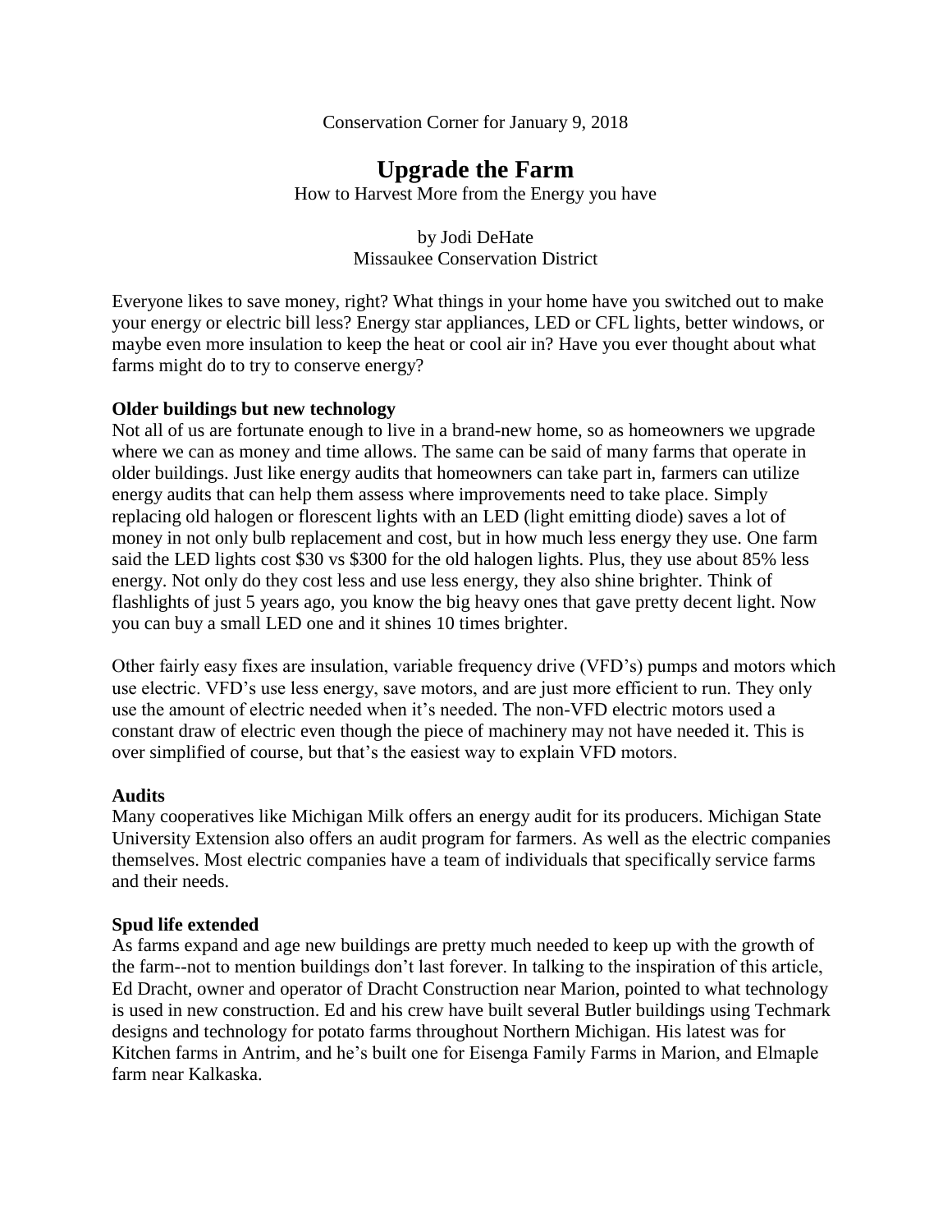Conservation Corner for January 9, 2018

# Upgrade the Farm

How to Harvest More from the Energy you have

by Jodi DeHate
Missaukee Conservation District

Everyone likes to save money, right? What things in your home have you switched out to make your energy or electric bill less? Energy star appliances, LED or CFL lights, better windows, or maybe even more insulation to keep the heat or cool air in? Have you ever thought about what farms might do to try to conserve energy?

**Older buildings but new technology**

Not all of us are fortunate enough to live in a brand-new home, so as homeowners we upgrade where we can as money and time allows. The same can be said of many farms that operate in older buildings. Just like energy audits that homeowners can take part in, farmers can utilize energy audits that can help them assess where improvements need to take place. Simply replacing old halogen or florescent lights with an LED (light emitting diode) saves a lot of money in not only bulb replacement and cost, but in how much less energy they use. One farm said the LED lights cost $30 vs $300 for the old halogen lights. Plus, they use about 85% less energy. Not only do they cost less and use less energy, they also shine brighter. Think of flashlights of just 5 years ago, you know the big heavy ones that gave pretty decent light. Now you can buy a small LED one and it shines 10 times brighter.

Other fairly easy fixes are insulation, variable frequency drive (VFD's) pumps and motors which use electric. VFD's use less energy, save motors, and are just more efficient to run. They only use the amount of electric needed when it's needed. The non-VFD electric motors used a constant draw of electric even though the piece of machinery may not have needed it. This is over simplified of course, but that's the easiest way to explain VFD motors.

**Audits**

Many cooperatives like Michigan Milk offers an energy audit for its producers. Michigan State University Extension also offers an audit program for farmers. As well as the electric companies themselves. Most electric companies have a team of individuals that specifically service farms and their needs.

**Spud life extended**

As farms expand and age new buildings are pretty much needed to keep up with the growth of the farm--not to mention buildings don't last forever. In talking to the inspiration of this article, Ed Dracht, owner and operator of Dracht Construction near Marion, pointed to what technology is used in new construction. Ed and his crew have built several Butler buildings using Techmark designs and technology for potato farms throughout Northern Michigan. His latest was for Kitchen farms in Antrim, and he's built one for Eisenga Family Farms in Marion, and Elmaple farm near Kalkaska.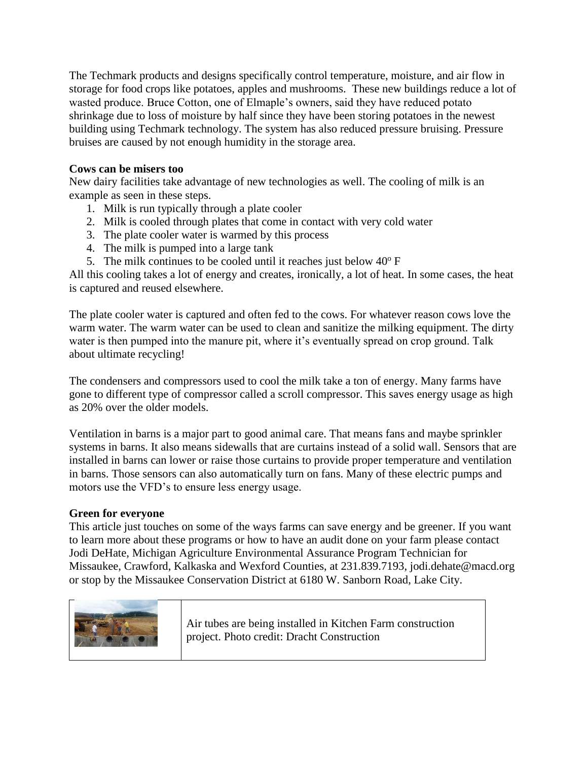The Techmark products and designs specifically control temperature, moisture, and air flow in storage for food crops like potatoes, apples and mushrooms. These new buildings reduce a lot of wasted produce. Bruce Cotton, one of Elmaple's owners, said they have reduced potato shrinkage due to loss of moisture by half since they have been storing potatoes in the newest building using Techmark technology. The system has also reduced pressure bruising. Pressure bruises are caused by not enough humidity in the storage area.

**Cows can be misers too**

New dairy facilities take advantage of new technologies as well. The cooling of milk is an example as seen in these steps.

1. Milk is run typically through a plate cooler
2. Milk is cooled through plates that come in contact with very cold water
3. The plate cooler water is warmed by this process
4. The milk is pumped into a large tank
5. The milk continues to be cooled until it reaches just below 40º F

All this cooling takes a lot of energy and creates, ironically, a lot of heat. In some cases, the heat is captured and reused elsewhere.

The plate cooler water is captured and often fed to the cows. For whatever reason cows love the warm water. The warm water can be used to clean and sanitize the milking equipment. The dirty water is then pumped into the manure pit, where it's eventually spread on crop ground. Talk about ultimate recycling!

The condensers and compressors used to cool the milk take a ton of energy. Many farms have gone to different type of compressor called a scroll compressor. This saves energy usage as high as 20% over the older models.

Ventilation in barns is a major part to good animal care. That means fans and maybe sprinkler systems in barns. It also means sidewalls that are curtains instead of a solid wall. Sensors that are installed in barns can lower or raise those curtains to provide proper temperature and ventilation in barns. Those sensors can also automatically turn on fans. Many of these electric pumps and motors use the VFD's to ensure less energy usage.

**Green for everyone**

This article just touches on some of the ways farms can save energy and be greener. If you want to learn more about these programs or how to have an audit done on your farm please contact Jodi DeHate, Michigan Agriculture Environmental Assurance Program Technician for Missaukee, Crawford, Kalkaska and Wexford Counties, at 231.839.7193, jodi.dehate@macd.org or stop by the Missaukee Conservation District at 6180 W. Sanborn Road, Lake City.

Air tubes are being installed in Kitchen Farm construction project. Photo credit: Dracht Construction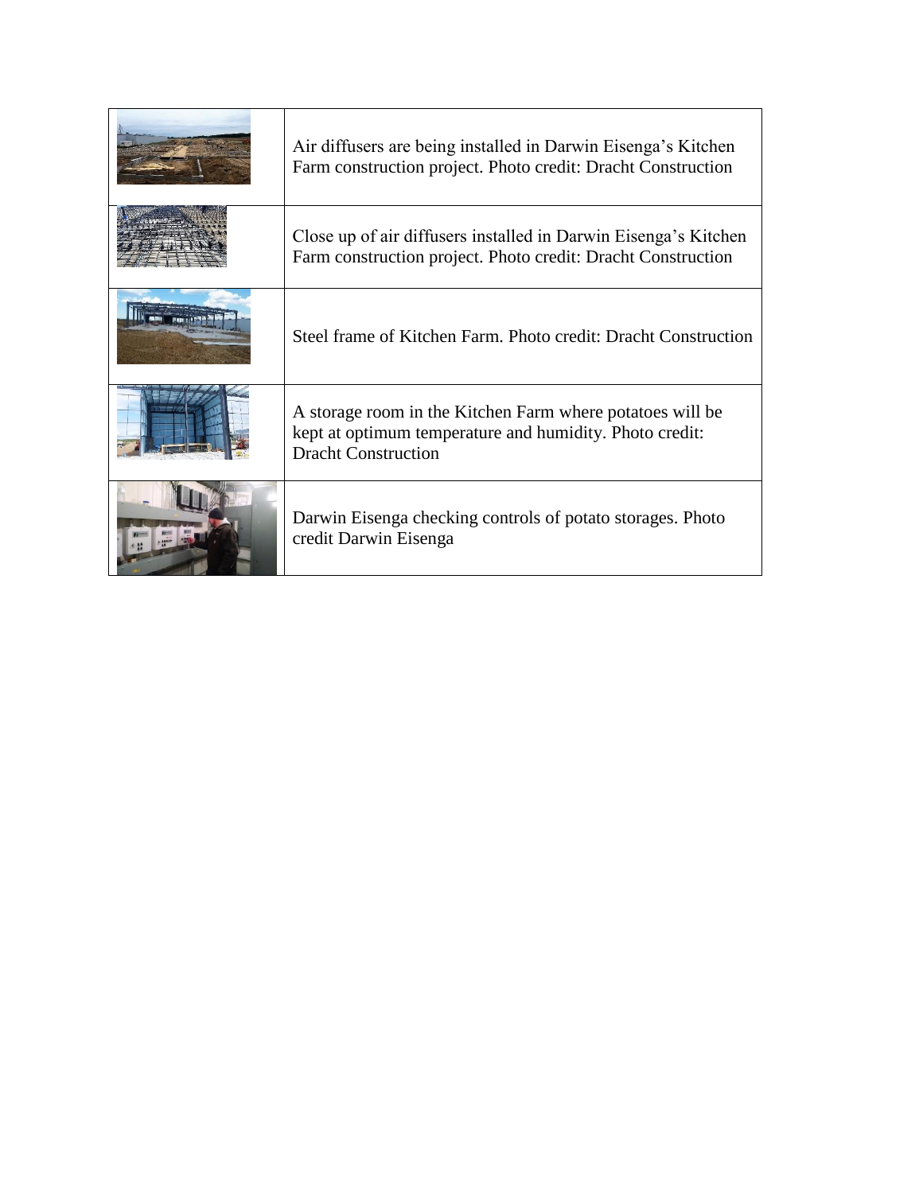| | |
|---|---|
| | Air diffusers are being installed in Darwin Eisenga's Kitchen Farm construction project. Photo credit: Dracht Construction |
| | Close up of air diffusers installed in Darwin Eisenga's Kitchen Farm construction project. Photo credit: Dracht Construction |
| | Steel frame of Kitchen Farm. Photo credit: Dracht Construction |
| | A storage room in the Kitchen Farm where potatoes will be kept at optimum temperature and humidity. Photo credit: Dracht Construction |
| | Darwin Eisenga checking controls of potato storages. Photo credit Darwin Eisenga |